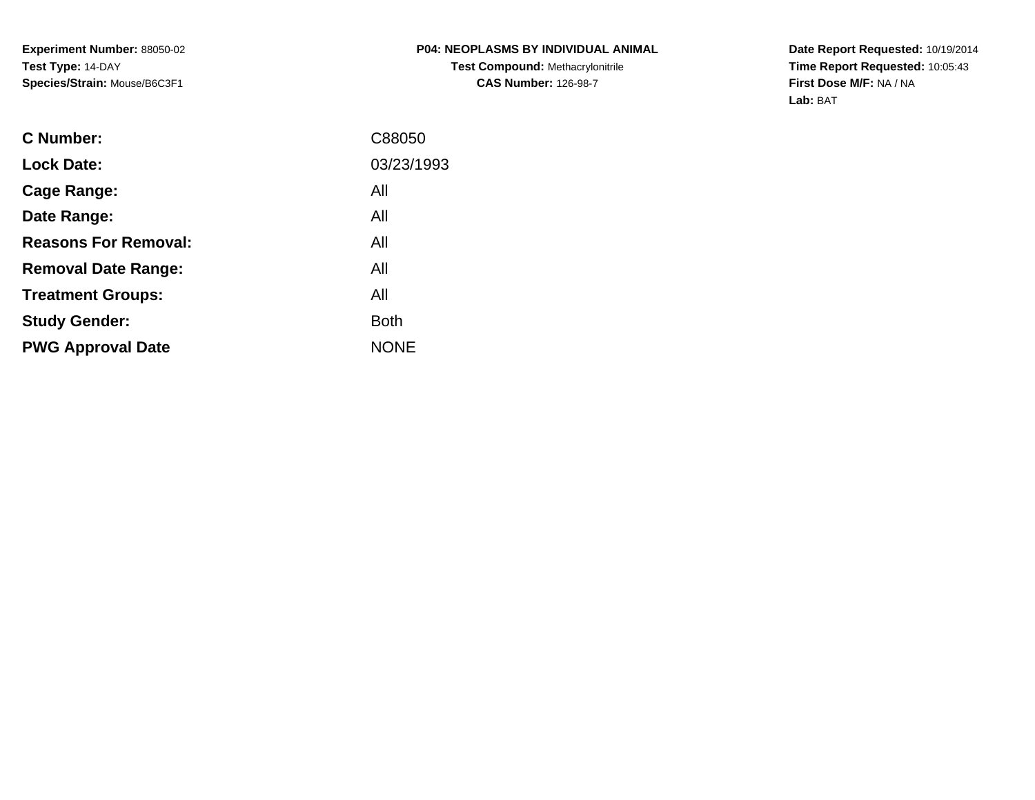**Experiment Number:** 88050-02
**Test Type:** 14-DAY
**Species/Strain:** Mouse/B6C3F1

**P04: NEOPLASMS BY INDIVIDUAL ANIMAL**
**Test Compound:** Methacrylonitrile
**CAS Number:** 126-98-7

**Date Report Requested:** 10/19/2014
**Time Report Requested:** 10:05:43
**First Dose M/F:** NA / NA
**Lab:** BAT

| | |
|---|---|
| **C Number:** | C88050 |
| **Lock Date:** | 03/23/1993 |
| **Cage Range:** | All |
| **Date Range:** | All |
| **Reasons For Removal:** | All |
| **Removal Date Range:** | All |
| **Treatment Groups:** | All |
| **Study Gender:** | Both |
| **PWG Approval Date** | NONE |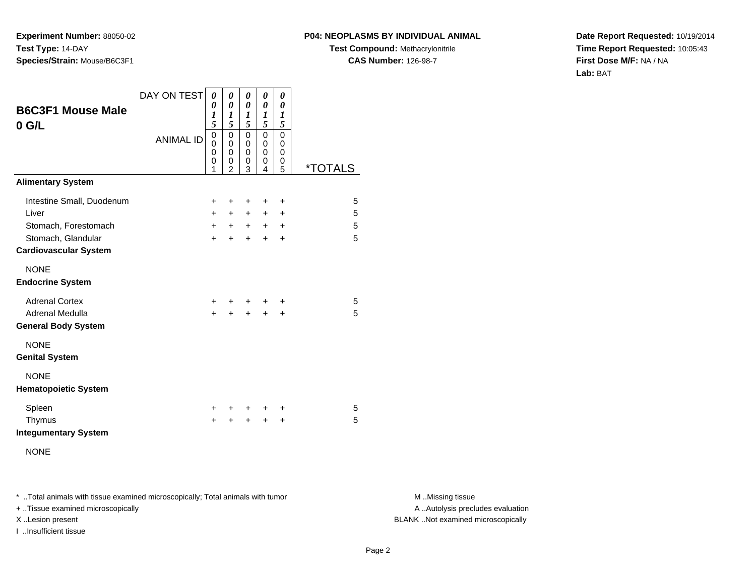**Experiment Number:** 88050-02
**Test Type:** 14-DAY
**Species/Strain:** Mouse/B6C3F1

**P04: NEOPLASMS BY INDIVIDUAL ANIMAL**
**Test Compound:** Methacrylonitrile
**CAS Number:** 126-98-7

**Date Report Requested:** 10/19/2014
**Time Report Requested:** 10:05:43
**First Dose M/F:** NA / NA
**Lab:** BAT

## B6C3F1 Mouse Male 0 G/L

| DAY ON TEST | 0015 | 0015 | 0015 | 0015 | 0015 | |
|---|---|---|---|---|---|---|
| ANIMAL ID | 00001 | 00002 | 00003 | 00004 | 00005 | *TOTALS |
| **Alimentary System** | | | | | | |
| Intestine Small, Duodenum | + | + | + | + | + | 5 |
| Liver | + | + | + | + | + | 5 |
| Stomach, Forestomach | + | + | + | + | + | 5 |
| Stomach, Glandular | + | + | + | + | + | 5 |
| **Cardiovascular System** | | | | | | |
| NONE | | | | | | |
| **Endocrine System** | | | | | | |
| Adrenal Cortex | + | + | + | + | + | 5 |
| Adrenal Medulla | + | + | + | + | + | 5 |
| **General Body System** | | | | | | |
| NONE | | | | | | |
| **Genital System** | | | | | | |
| NONE | | | | | | |
| **Hematopoietic System** | | | | | | |
| Spleen | + | + | + | + | + | 5 |
| Thymus | + | + | + | + | + | 5 |
| **Integumentary System** | | | | | | |
| NONE | | | | | | |

* ..Total animals with tissue examined microscopically; Total animals with tumor
+ ..Tissue examined microscopically
X ..Lesion present
I ..Insufficient tissue

M ..Missing tissue
A ..Autolysis precludes evaluation
BLANK ..Not examined microscopically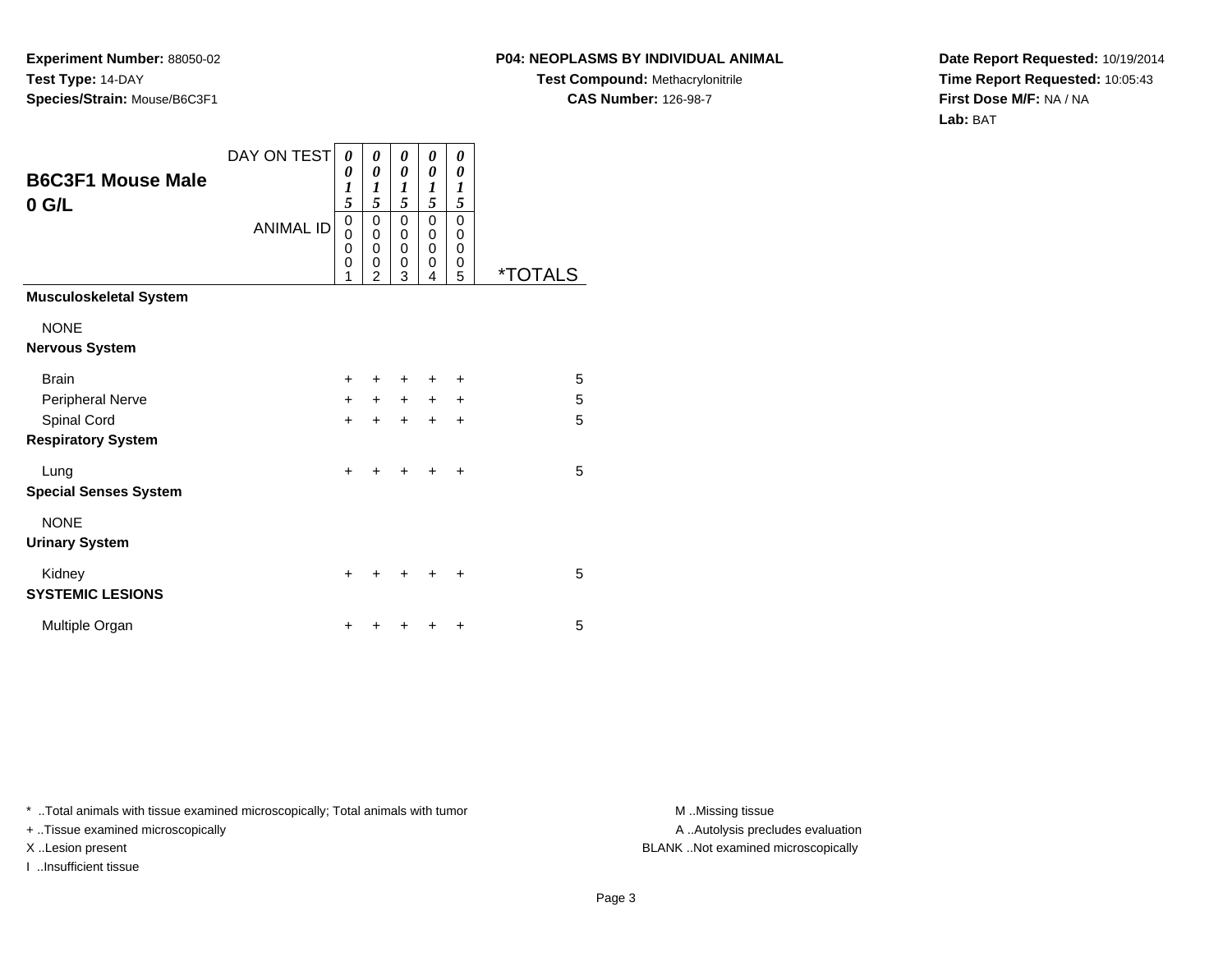**Experiment Number:** 88050-02
**Test Type:** 14-DAY
**Species/Strain:** Mouse/B6C3F1

**P04: NEOPLASMS BY INDIVIDUAL ANIMAL**
**Test Compound:** Methacrylonitrile
**CAS Number:** 126-98-7

**Date Report Requested:** 10/19/2014
**Time Report Requested:** 10:05:43
**First Dose M/F:** NA / NA
**Lab:** BAT

## B6C3F1 Mouse Male
## 0 G/L

| | DAY ON TEST | 0015 | 0015 | 0015 | 0015 | 0015 | |
|---|---|---|---|---|---|---|---|
| | ANIMAL ID | 00001 | 00002 | 00003 | 00004 | 00005 | *TOTALS |
| **Musculoskeletal System** | | | | | | | |
| NONE | | | | | | | |
| **Nervous System** | | | | | | | |
| Brain | | + | + | + | + | + | 5 |
| Peripheral Nerve | | + | + | + | + | + | 5 |
| Spinal Cord | | + | + | + | + | + | 5 |
| **Respiratory System** | | | | | | | |
| Lung | | + | + | + | + | + | 5 |
| **Special Senses System** | | | | | | | |
| NONE | | | | | | | |
| **Urinary System** | | | | | | | |
| Kidney | | + | + | + | + | + | 5 |
| **SYSTEMIC LESIONS** | | | | | | | |
| Multiple Organ | | + | + | + | + | + | 5 |

* ..Total animals with tissue examined microscopically; Total animals with tumor
+ ..Tissue examined microscopically
X ..Lesion present
I ..Insufficient tissue

M ..Missing tissue
A ..Autolysis precludes evaluation
BLANK ..Not examined microscopically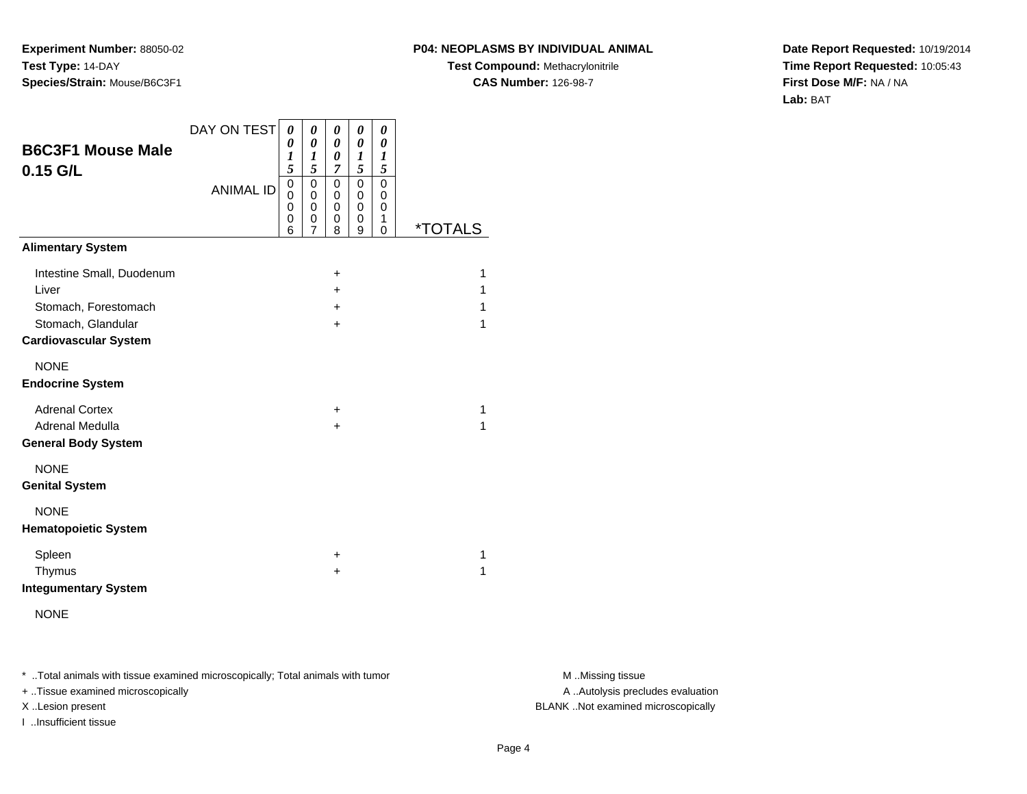**Experiment Number:** 88050-02
**Test Type:** 14-DAY
**Species/Strain:** Mouse/B6C3F1

**P04: NEOPLASMS BY INDIVIDUAL ANIMAL**
**Test Compound:** Methacrylonitrile
**CAS Number:** 126-98-7

**Date Report Requested:** 10/19/2014
**Time Report Requested:** 10:05:43
**First Dose M/F:** NA / NA
**Lab:** BAT

## B6C3F1 Mouse Male 0.15 G/L

| DAY ON TEST | 0015 | 0015 | 0007 | 0015 | 0015 | |
|---|---|---|---|---|---|---|
| **ANIMAL ID** | 00006 | 00007 | 00008 | 00009 | 00010 | ***TOTALS** |
| **Alimentary System** | | | | | | |
| Intestine Small, Duodenum | | | + | | | 1 |
| Liver | | | + | | | 1 |
| Stomach, Forestomach | | | + | | | 1 |
| Stomach, Glandular | | | + | | | 1 |
| **Cardiovascular System** | | | | | | |
| NONE | | | | | | |
| **Endocrine System** | | | | | | |
| Adrenal Cortex | | | + | | | 1 |
| Adrenal Medulla | | | + | | | 1 |
| **General Body System** | | | | | | |
| NONE | | | | | | |
| **Genital System** | | | | | | |
| NONE | | | | | | |
| **Hematopoietic System** | | | | | | |
| Spleen | | | + | | | 1 |
| Thymus | | | + | | | 1 |
| **Integumentary System** | | | | | | |
| NONE | | | | | | |

\* ..Total animals with tissue examined microscopically; Total animals with tumor
\+ ..Tissue examined microscopically
X ..Lesion present
I ..Insufficient tissue

M ..Missing tissue
A ..Autolysis precludes evaluation
BLANK ..Not examined microscopically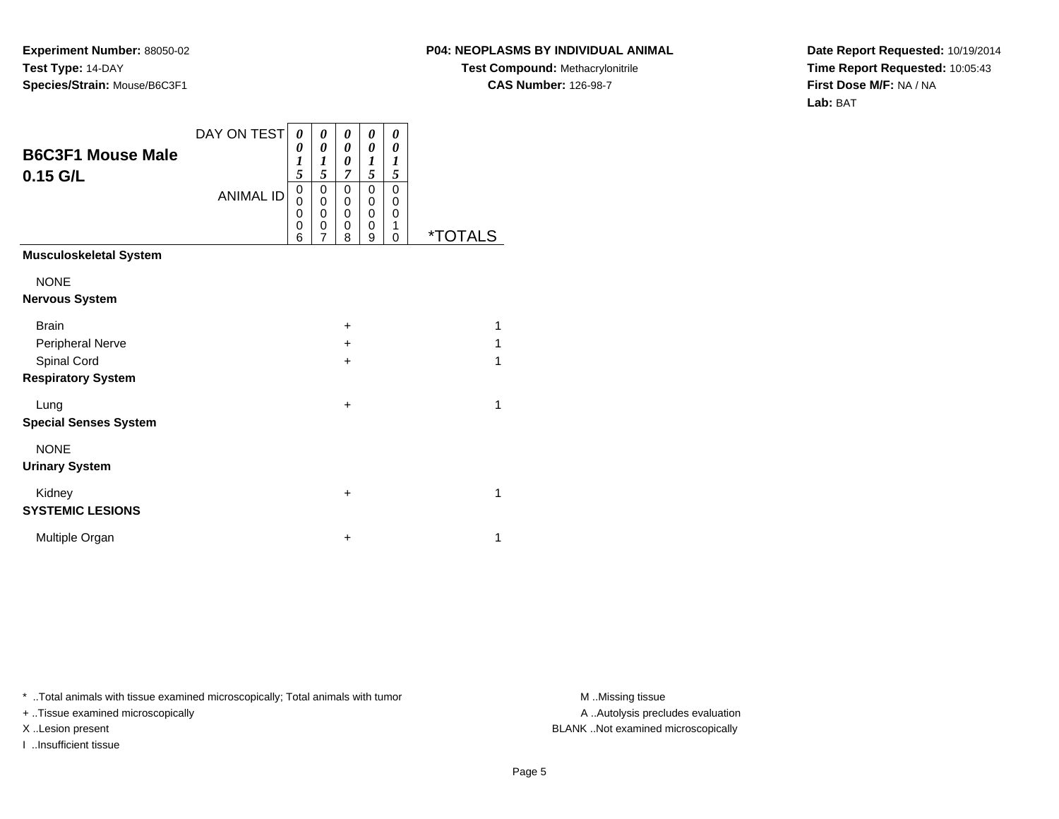**Experiment Number:** 88050-02
**Test Type:** 14-DAY
**Species/Strain:** Mouse/B6C3F1

**P04: NEOPLASMS BY INDIVIDUAL ANIMAL**
**Test Compound:** Methacrylonitrile
**CAS Number:** 126-98-7

**Date Report Requested:** 10/19/2014
**Time Report Requested:** 10:05:43
**First Dose M/F:** NA / NA
**Lab:** BAT

## B6C3F1 Mouse Male 0.15 G/L

| DAY ON TEST | 0015 | 0015 | 0007 | 0015 | 0015 | |
|---|---|---|---|---|---|---|
| ANIMAL ID | 00006 | 00007 | 00008 | 00009 | 00010 | *TOTALS |
| **Musculoskeletal System** | | | | | | |
| NONE | | | | | | |
| **Nervous System** | | | | | | |
| Brain | | | + | | | 1 |
| Peripheral Nerve | | | + | | | 1 |
| Spinal Cord | | | + | | | 1 |
| **Respiratory System** | | | | | | |
| Lung | | | + | | | 1 |
| **Special Senses System** | | | | | | |
| NONE | | | | | | |
| **Urinary System** | | | | | | |
| Kidney | | | + | | | 1 |
| **SYSTEMIC LESIONS** | | | | | | |
| Multiple Organ | | | + | | | 1 |

* ..Total animals with tissue examined microscopically; Total animals with tumor
+ ..Tissue examined microscopically
X ..Lesion present
I ..Insufficient tissue

M ..Missing tissue
A ..Autolysis precludes evaluation
BLANK ..Not examined microscopically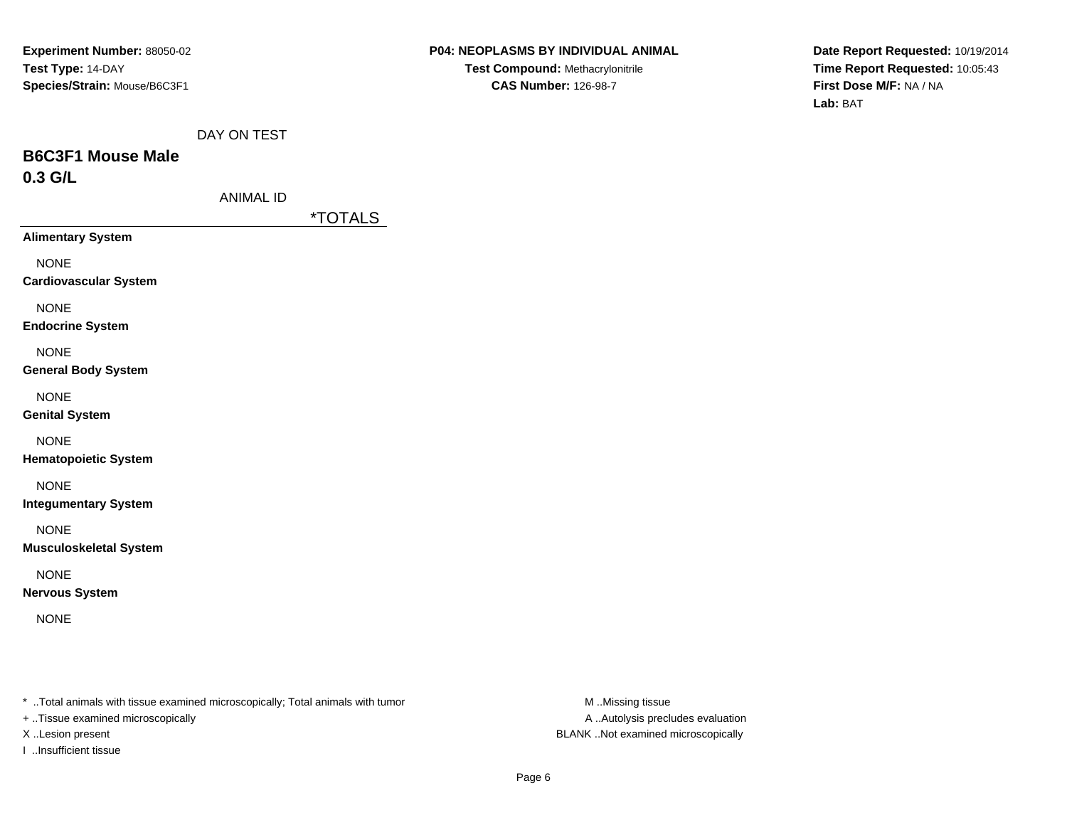**Experiment Number:** 88050-02
**Test Type:** 14-DAY
**Species/Strain:** Mouse/B6C3F1

**P04: NEOPLASMS BY INDIVIDUAL ANIMAL**
**Test Compound:** Methacrylonitrile
**CAS Number:** 126-98-7

**Date Report Requested:** 10/19/2014
**Time Report Requested:** 10:05:43
**First Dose M/F:** NA / NA
**Lab:** BAT

DAY ON TEST

## B6C3F1 Mouse Male
## 0.3 G/L

ANIMAL ID

| | *TOTALS |
|---|---|
| **Alimentary System** | |
| NONE | |
| **Cardiovascular System** | |
| NONE | |
| **Endocrine System** | |
| NONE | |
| **General Body System** | |
| NONE | |
| **Genital System** | |
| NONE | |
| **Hematopoietic System** | |
| NONE | |
| **Integumentary System** | |
| NONE | |
| **Musculoskeletal System** | |
| NONE | |
| **Nervous System** | |
| NONE | |

* ..Total animals with tissue examined microscopically; Total animals with tumor
+ ..Tissue examined microscopically
X ..Lesion present
I ..Insufficient tissue

M ..Missing tissue
A ..Autolysis precludes evaluation
BLANK ..Not examined microscopically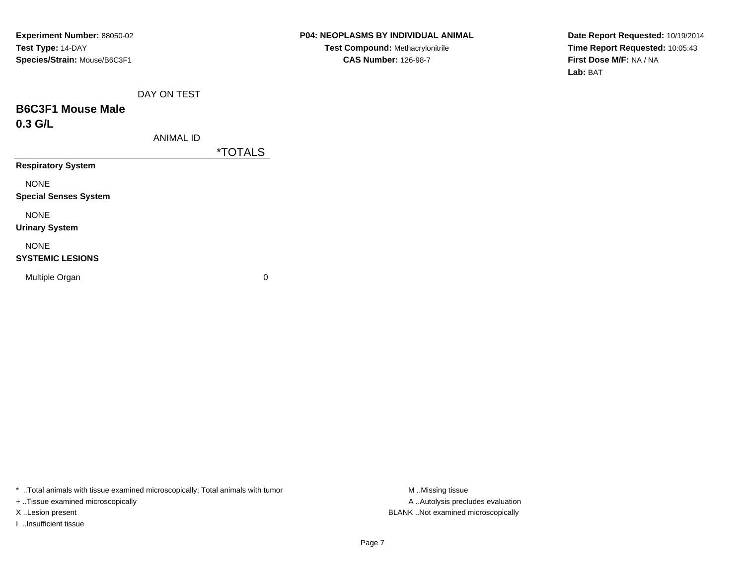**Experiment Number:** 88050-02
**Test Type:** 14-DAY
**Species/Strain:** Mouse/B6C3F1

**P04: NEOPLASMS BY INDIVIDUAL ANIMAL**
**Test Compound:** Methacrylonitrile
**CAS Number:** 126-98-7

**Date Report Requested:** 10/19/2014
**Time Report Requested:** 10:05:43
**First Dose M/F:** NA / NA
**Lab:** BAT

## B6C3F1 Mouse Male
## 0.3 G/L

| DAY ON TEST / ANIMAL ID | *TOTALS |
|---|---|
| **Respiratory System** | |
| NONE | |
| **Special Senses System** | |
| NONE | |
| **Urinary System** | |
| NONE | |
| **SYSTEMIC LESIONS** | |
| Multiple Organ | 0 |

* ..Total animals with tissue examined microscopically; Total animals with tumor
+ ..Tissue examined microscopically
X ..Lesion present
I ..Insufficient tissue

M ..Missing tissue
A ..Autolysis precludes evaluation
BLANK ..Not examined microscopically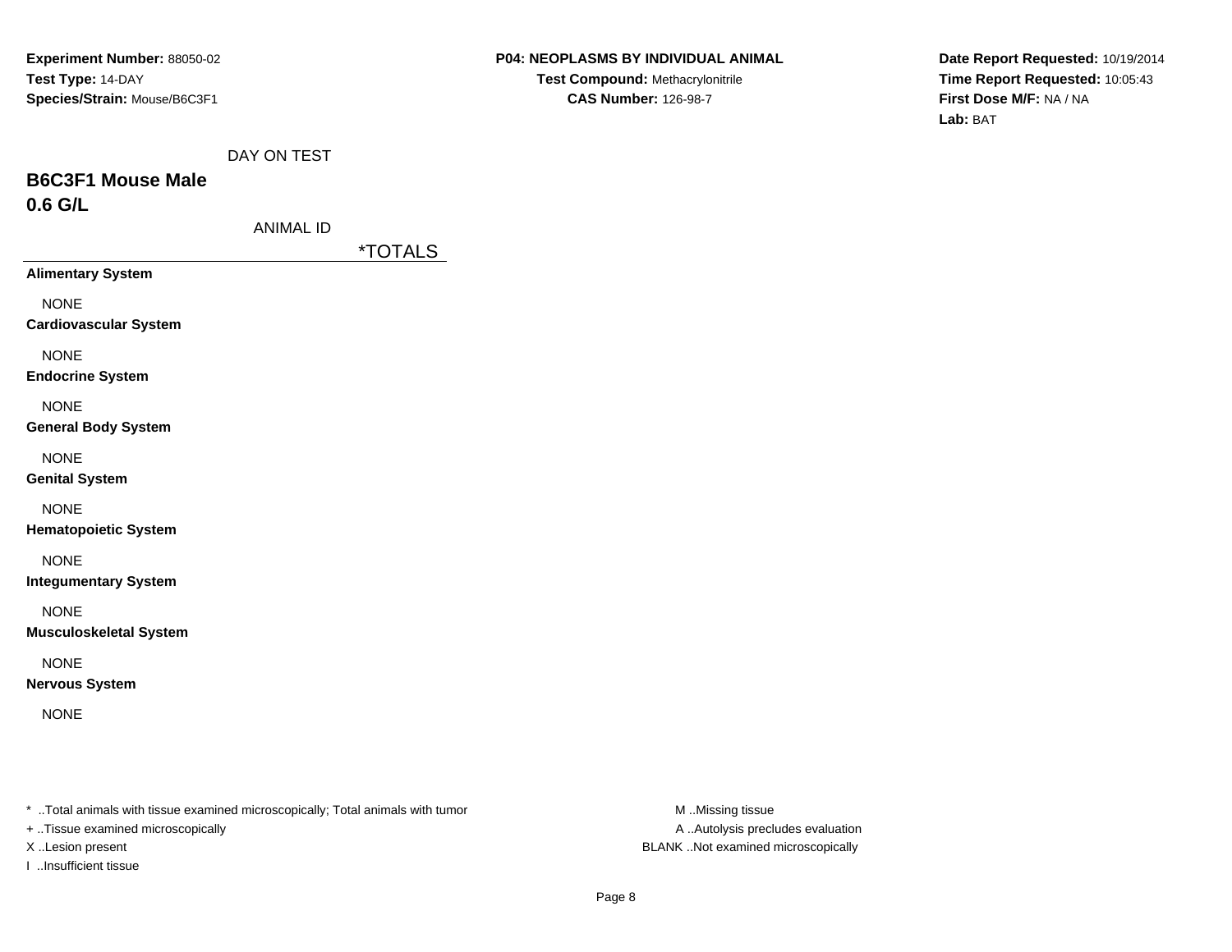**Experiment Number:** 88050-02
**Test Type:** 14-DAY
**Species/Strain:** Mouse/B6C3F1

**P04: NEOPLASMS BY INDIVIDUAL ANIMAL**
**Test Compound:** Methacrylonitrile
**CAS Number:** 126-98-7

**Date Report Requested:** 10/19/2014
**Time Report Requested:** 10:05:43
**First Dose M/F:** NA / NA
**Lab:** BAT

DAY ON TEST

## B6C3F1 Mouse Male
## 0.6 G/L

ANIMAL ID

| | *TOTALS |
|---|---|
| **Alimentary System** | |
| NONE | |
| **Cardiovascular System** | |
| NONE | |
| **Endocrine System** | |
| NONE | |
| **General Body System** | |
| NONE | |
| **Genital System** | |
| NONE | |
| **Hematopoietic System** | |
| NONE | |
| **Integumentary System** | |
| NONE | |
| **Musculoskeletal System** | |
| NONE | |
| **Nervous System** | |
| NONE | |

* ..Total animals with tissue examined microscopically; Total animals with tumor
+ ..Tissue examined microscopically
X ..Lesion present
I ..Insufficient tissue

M ..Missing tissue
A ..Autolysis precludes evaluation
BLANK ..Not examined microscopically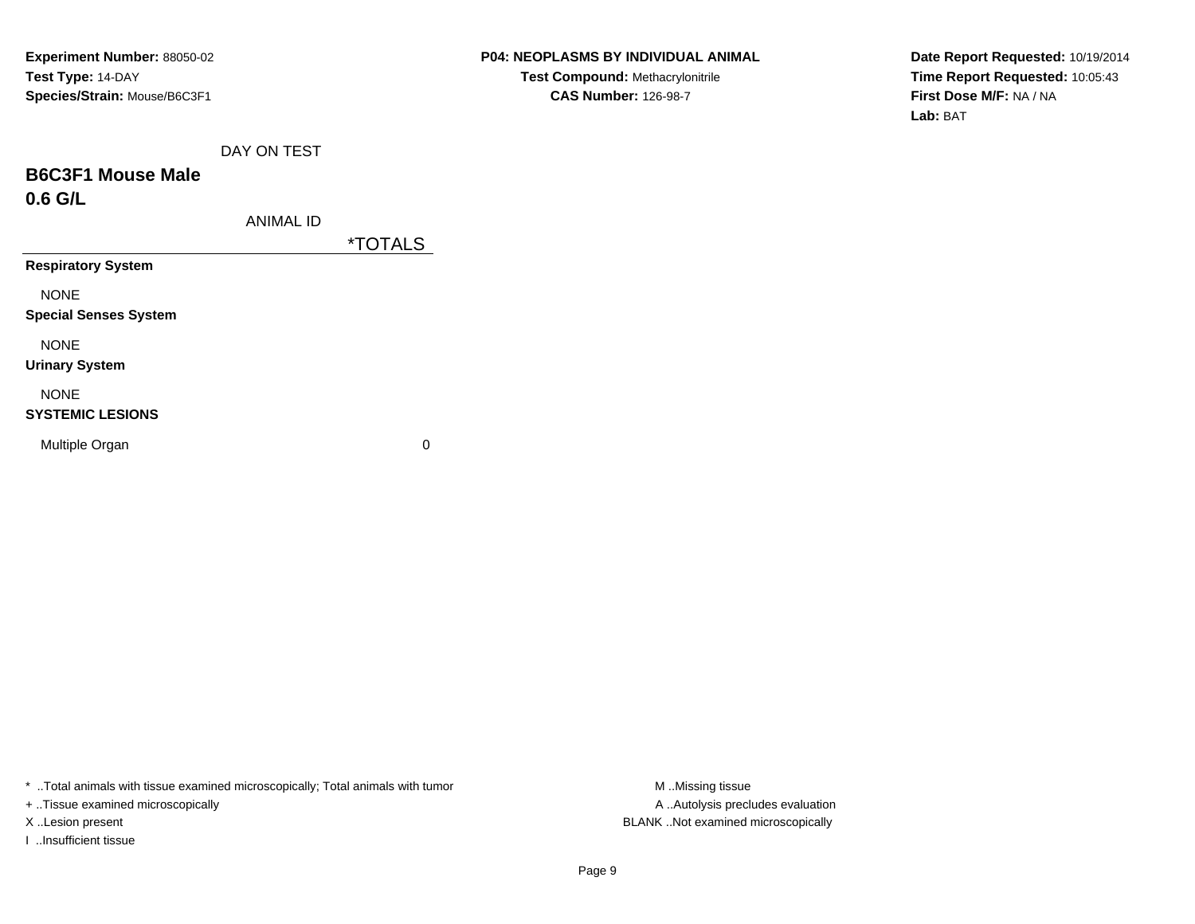**Experiment Number:** 88050-02
**Test Type:** 14-DAY
**Species/Strain:** Mouse/B6C3F1

**P04: NEOPLASMS BY INDIVIDUAL ANIMAL**
**Test Compound:** Methacrylonitrile
**CAS Number:** 126-98-7

**Date Report Requested:** 10/19/2014
**Time Report Requested:** 10:05:43
**First Dose M/F:** NA / NA
**Lab:** BAT

## B6C3F1 Mouse Male
## 0.6 G/L

| DAY ON TEST / ANIMAL ID | *TOTALS |
|---|---|
| **Respiratory System** | |
| NONE | |
| **Special Senses System** | |
| NONE | |
| **Urinary System** | |
| NONE | |
| **SYSTEMIC LESIONS** | |
| Multiple Organ | 0 |

* ..Total animals with tissue examined microscopically; Total animals with tumor
+ ..Tissue examined microscopically
X ..Lesion present
I ..Insufficient tissue

M ..Missing tissue
A ..Autolysis precludes evaluation
BLANK ..Not examined microscopically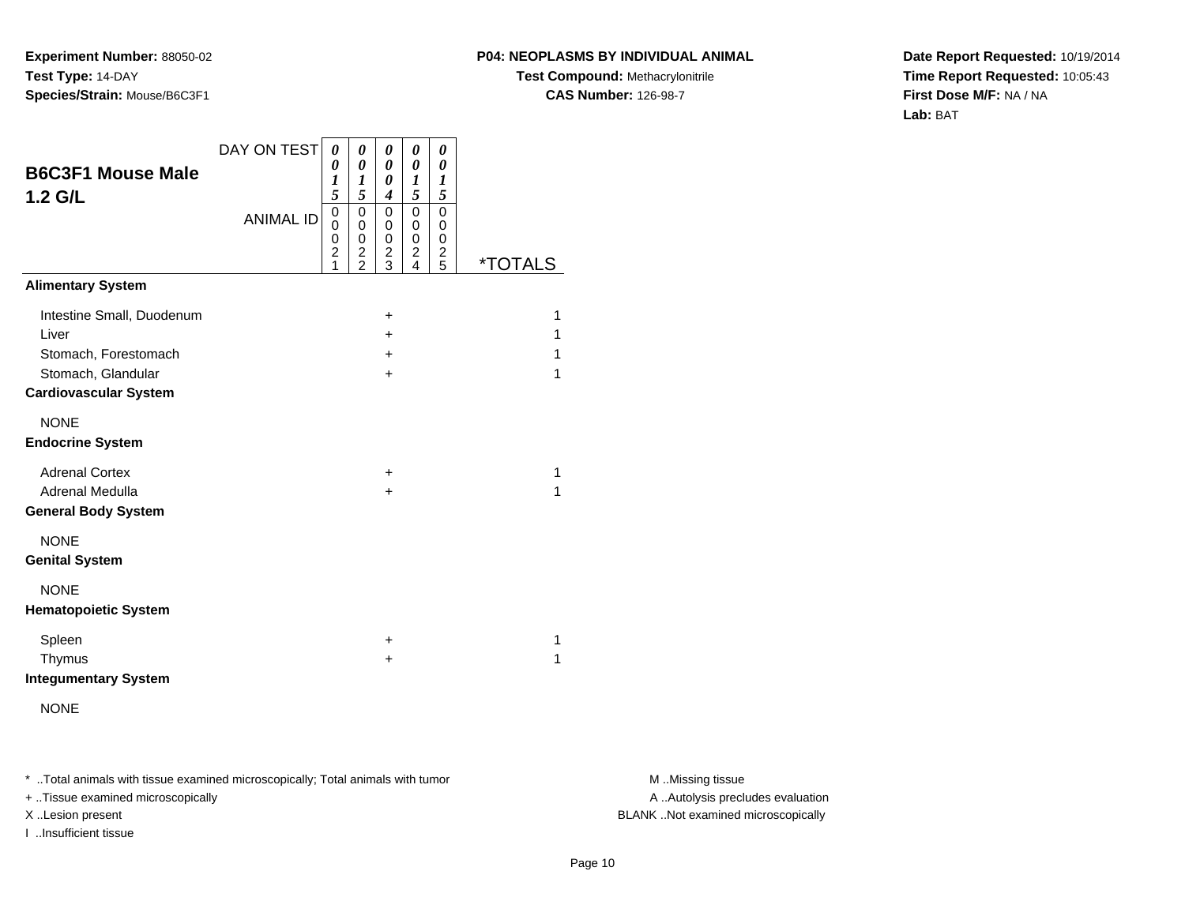**Experiment Number:** 88050-02
**Test Type:** 14-DAY
**Species/Strain:** Mouse/B6C3F1

**P04: NEOPLASMS BY INDIVIDUAL ANIMAL**
**Test Compound:** Methacrylonitrile
**CAS Number:** 126-98-7

**Date Report Requested:** 10/19/2014
**Time Report Requested:** 10:05:43
**First Dose M/F:** NA / NA
**Lab:** BAT

## B6C3F1 Mouse Male 1.2 G/L

| DAY ON TEST | 0015 | 0015 | 0004 | 0015 | 0015 | |
|---|---|---|---|---|---|---|
| **ANIMAL ID** | 00021 | 00022 | 00023 | 00024 | 00025 | ***TOTALS** |
| **Alimentary System** | | | | | | |
| Intestine Small, Duodenum | | | + | | | 1 |
| Liver | | | + | | | 1 |
| Stomach, Forestomach | | | + | | | 1 |
| Stomach, Glandular | | | + | | | 1 |
| **Cardiovascular System** | | | | | | |
| NONE | | | | | | |
| **Endocrine System** | | | | | | |
| Adrenal Cortex | | | + | | | 1 |
| Adrenal Medulla | | | + | | | 1 |
| **General Body System** | | | | | | |
| NONE | | | | | | |
| **Genital System** | | | | | | |
| NONE | | | | | | |
| **Hematopoietic System** | | | | | | |
| Spleen | | | + | | | 1 |
| Thymus | | | + | | | 1 |
| **Integumentary System** | | | | | | |
| NONE | | | | | | |

* ..Total animals with tissue examined microscopically; Total animals with tumor
+ ..Tissue examined microscopically
X ..Lesion present
I ..Insufficient tissue

M ..Missing tissue
A ..Autolysis precludes evaluation
BLANK ..Not examined microscopically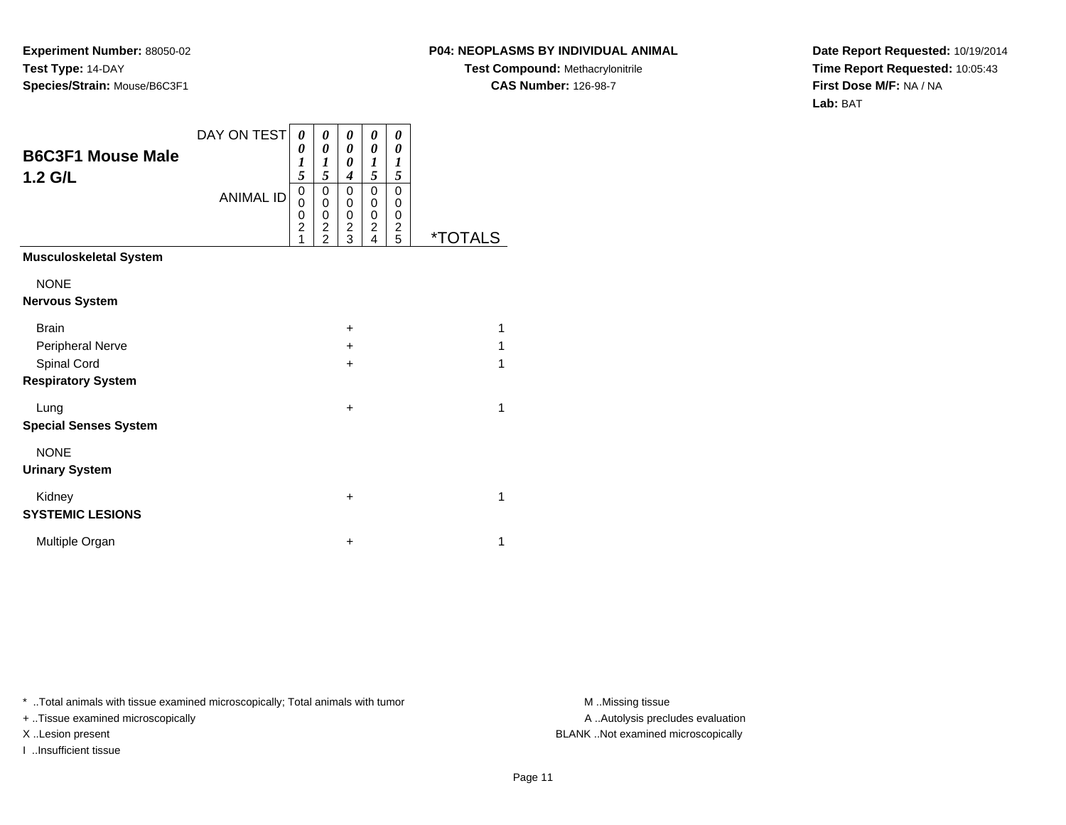**Experiment Number:** 88050-02
**Test Type:** 14-DAY
**Species/Strain:** Mouse/B6C3F1

**P04: NEOPLASMS BY INDIVIDUAL ANIMAL**
**Test Compound:** Methacrylonitrile
**CAS Number:** 126-98-7

**Date Report Requested:** 10/19/2014
**Time Report Requested:** 10:05:43
**First Dose M/F:** NA / NA
**Lab:** BAT

## B6C3F1 Mouse Male
## 1.2 G/L

| DAY ON TEST | 0015 | 0015 | 0004 | 0015 | 0015 | |
|---|---|---|---|---|---|---|
| **ANIMAL ID** | 00021 | 00022 | 00023 | 00024 | 00025 | ***TOTALS** |
| **Musculoskeletal System** | | | | | | |
| NONE | | | | | | |
| **Nervous System** | | | | | | |
| Brain | | | + | | | 1 |
| Peripheral Nerve | | | + | | | 1 |
| Spinal Cord | | | + | | | 1 |
| **Respiratory System** | | | | | | |
| Lung | | | + | | | 1 |
| **Special Senses System** | | | | | | |
| NONE | | | | | | |
| **Urinary System** | | | | | | |
| Kidney | | | + | | | 1 |
| **SYSTEMIC LESIONS** | | | | | | |
| Multiple Organ | | | + | | | 1 |

\* ..Total animals with tissue examined microscopically; Total animals with tumor
+ ..Tissue examined microscopically
X ..Lesion present
I ..Insufficient tissue

M ..Missing tissue
A ..Autolysis precludes evaluation
BLANK ..Not examined microscopically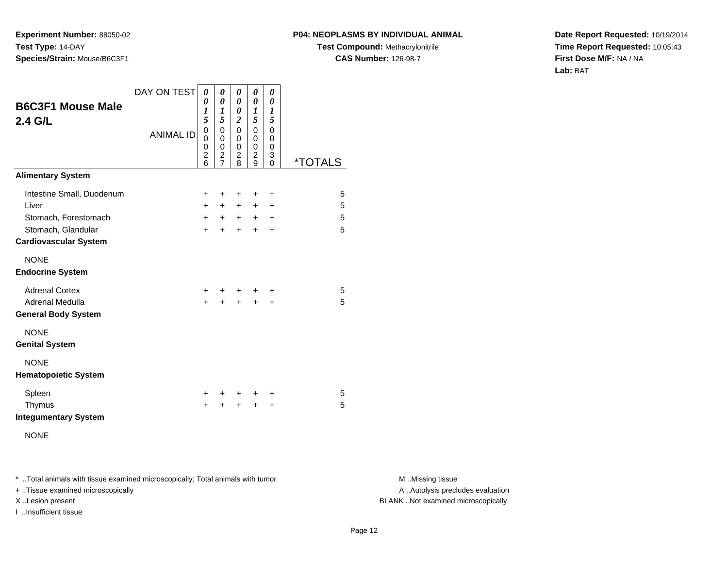**Experiment Number:** 88050-02
**Test Type:** 14-DAY
**Species/Strain:** Mouse/B6C3F1

**P04: NEOPLASMS BY INDIVIDUAL ANIMAL**
**Test Compound:** Methacrylonitrile
**CAS Number:** 126-98-7

**Date Report Requested:** 10/19/2014
**Time Report Requested:** 10:05:43
**First Dose M/F:** NA / NA
**Lab:** BAT

## B6C3F1 Mouse Male 2.4 G/L

| DAY ON TEST | 0015 | 0015 | 0002 | 0015 | 0015 | |
|---|---|---|---|---|---|---|
| ANIMAL ID | 00026 | 00027 | 00028 | 00029 | 00030 | *TOTALS |
| **Alimentary System** | | | | | | |
| Intestine Small, Duodenum | + | + | + | + | + | 5 |
| Liver | + | + | + | + | + | 5 |
| Stomach, Forestomach | + | + | + | + | + | 5 |
| Stomach, Glandular | + | + | + | + | + | 5 |
| **Cardiovascular System** | | | | | | |
| NONE | | | | | | |
| **Endocrine System** | | | | | | |
| Adrenal Cortex | + | + | + | + | + | 5 |
| Adrenal Medulla | + | + | + | + | + | 5 |
| **General Body System** | | | | | | |
| NONE | | | | | | |
| **Genital System** | | | | | | |
| NONE | | | | | | |
| **Hematopoietic System** | | | | | | |
| Spleen | + | + | + | + | + | 5 |
| Thymus | + | + | + | + | + | 5 |
| **Integumentary System** | | | | | | |
| NONE | | | | | | |

* ..Total animals with tissue examined microscopically; Total animals with tumor
+ ..Tissue examined microscopically
X ..Lesion present
I ..Insufficient tissue

M ..Missing tissue
A ..Autolysis precludes evaluation
BLANK ..Not examined microscopically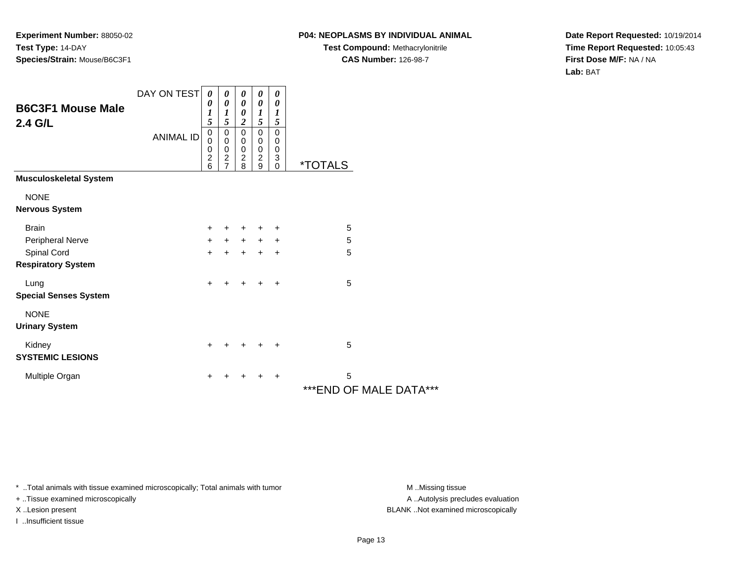**Experiment Number:** 88050-02
**Test Type:** 14-DAY
**Species/Strain:** Mouse/B6C3F1

**P04: NEOPLASMS BY INDIVIDUAL ANIMAL**
**Test Compound:** Methacrylonitrile
**CAS Number:** 126-98-7

**Date Report Requested:** 10/19/2014
**Time Report Requested:** 10:05:43
**First Dose M/F:** NA / NA
**Lab:** BAT

## B6C3F1 Mouse Male 2.4 G/L

| DAY ON TEST | 0015 | 0015 | 0002 | 0015 | 0015 | |
|---|---|---|---|---|---|---|
| ANIMAL ID | 00026 | 00027 | 00028 | 00029 | 00030 | *TOTALS |
| **Musculoskeletal System** | | | | | | |
| NONE | | | | | | |
| **Nervous System** | | | | | | |
| Brain | + | + | + | + | + | 5 |
| Peripheral Nerve | + | + | + | + | + | 5 |
| Spinal Cord | + | + | + | + | + | 5 |
| **Respiratory System** | | | | | | |
| Lung | + | + | + | + | + | 5 |
| **Special Senses System** | | | | | | |
| NONE | | | | | | |
| **Urinary System** | | | | | | |
| Kidney | + | + | + | + | + | 5 |
| **SYSTEMIC LESIONS** | | | | | | |
| Multiple Organ | + | + | + | + | + | 5 |

***END OF MALE DATA***

* ..Total animals with tissue examined microscopically; Total animals with tumor
+ ..Tissue examined microscopically
X ..Lesion present
I ..Insufficient tissue

M ..Missing tissue
A ..Autolysis precludes evaluation
BLANK ..Not examined microscopically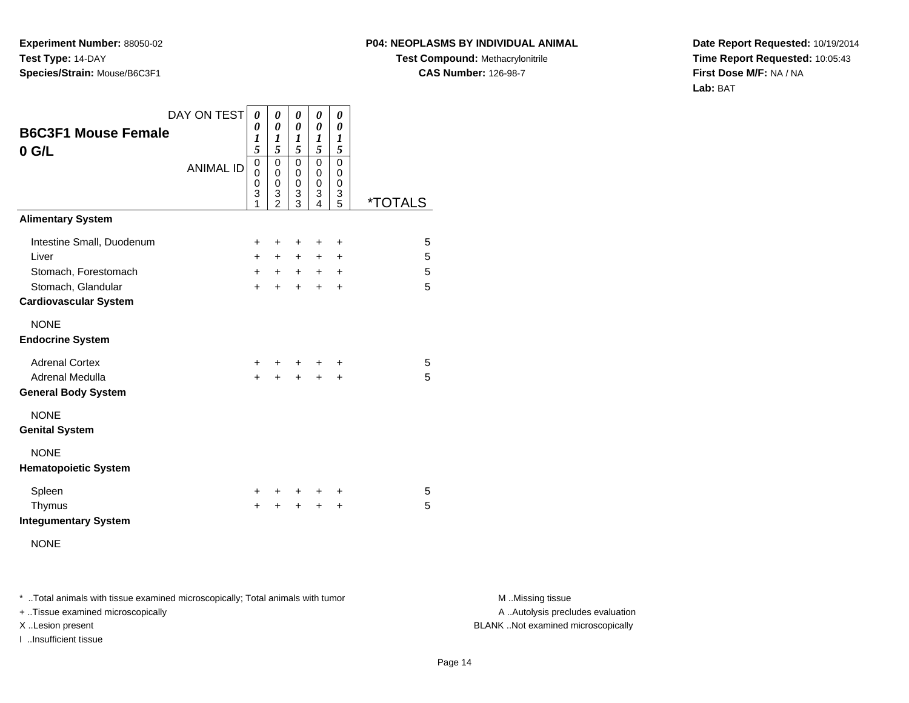**Experiment Number:** 88050-02
**Test Type:** 14-DAY
**Species/Strain:** Mouse/B6C3F1

**P04: NEOPLASMS BY INDIVIDUAL ANIMAL**
**Test Compound:** Methacrylonitrile
**CAS Number:** 126-98-7

**Date Report Requested:** 10/19/2014
**Time Report Requested:** 10:05:43
**First Dose M/F:** NA / NA
**Lab:** BAT

## B6C3F1 Mouse Female
## 0 G/L

| DAY ON TEST | 0015 | 0015 | 0015 | 0015 | 0015 | |
|---|---|---|---|---|---|---|
| ANIMAL ID | 00031 | 00032 | 00033 | 00034 | 00035 | *TOTALS |
| **Alimentary System** | | | | | | |
| Intestine Small, Duodenum | + | + | + | + | + | 5 |
| Liver | + | + | + | + | + | 5 |
| Stomach, Forestomach | + | + | + | + | + | 5 |
| Stomach, Glandular | + | + | + | + | + | 5 |
| **Cardiovascular System** | | | | | | |
| NONE | | | | | | |
| **Endocrine System** | | | | | | |
| Adrenal Cortex | + | + | + | + | + | 5 |
| Adrenal Medulla | + | + | + | + | + | 5 |
| **General Body System** | | | | | | |
| NONE | | | | | | |
| **Genital System** | | | | | | |
| NONE | | | | | | |
| **Hematopoietic System** | | | | | | |
| Spleen | + | + | + | + | + | 5 |
| Thymus | + | + | + | + | + | 5 |
| **Integumentary System** | | | | | | |
| NONE | | | | | | |

* ..Total animals with tissue examined microscopically; Total animals with tumor
+ ..Tissue examined microscopically
X ..Lesion present
I ..Insufficient tissue

M ..Missing tissue
A ..Autolysis precludes evaluation
BLANK ..Not examined microscopically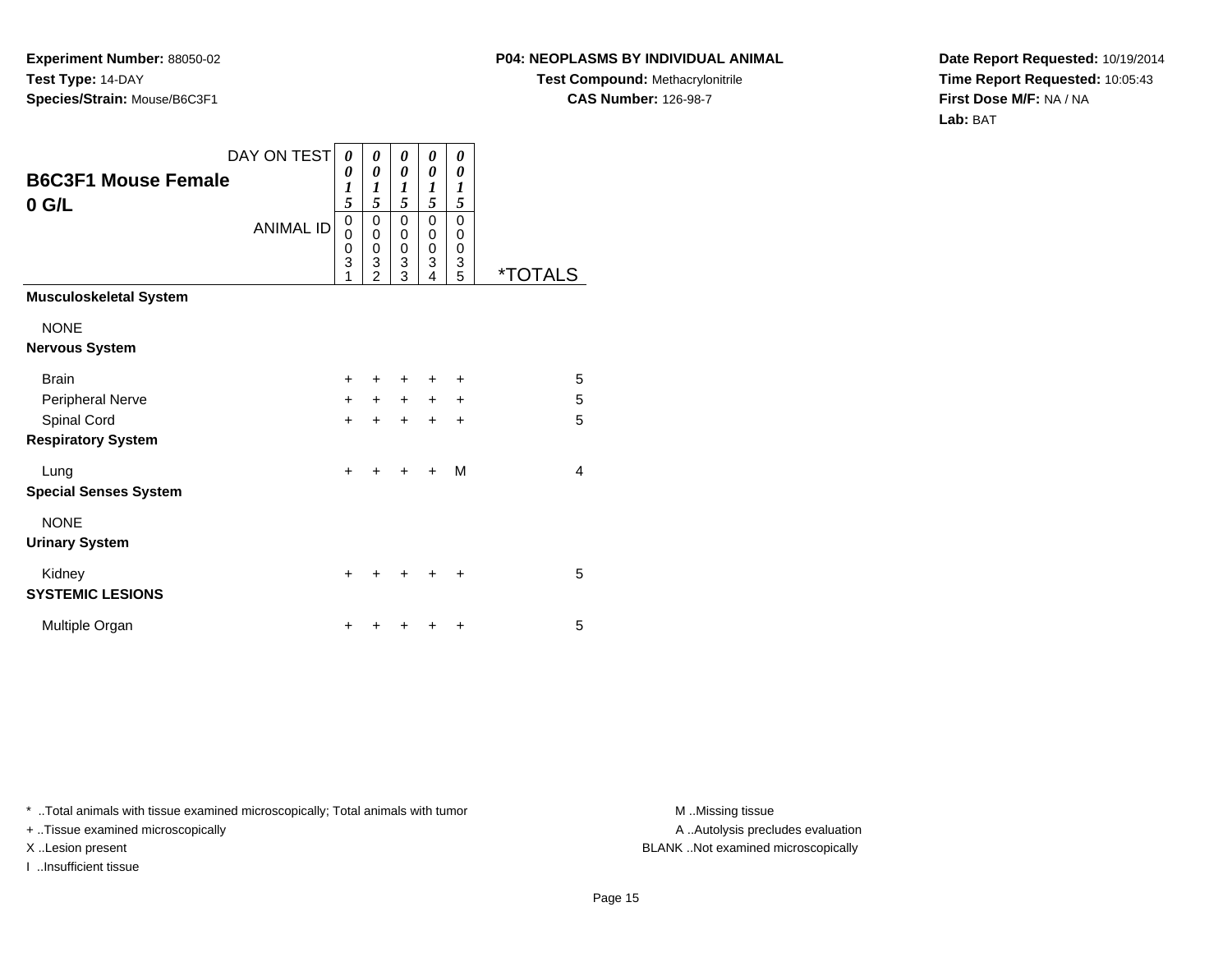**Experiment Number:** 88050-02
**Test Type:** 14-DAY
**Species/Strain:** Mouse/B6C3F1

**P04: NEOPLASMS BY INDIVIDUAL ANIMAL**
**Test Compound:** Methacrylonitrile
**CAS Number:** 126-98-7

**Date Report Requested:** 10/19/2014
**Time Report Requested:** 10:05:43
**First Dose M/F:** NA / NA
**Lab:** BAT

## B6C3F1 Mouse Female
## 0 G/L

| DAY ON TEST | 0015 | 0015 | 0015 | 0015 | 0015 | |
|---|---|---|---|---|---|---|
| ANIMAL ID | 00031 | 00032 | 00033 | 00034 | 00035 | *TOTALS |
| **Musculoskeletal System** | | | | | | |
| NONE | | | | | | |
| **Nervous System** | | | | | | |
| Brain | + | + | + | + | + | 5 |
| Peripheral Nerve | + | + | + | + | + | 5 |
| Spinal Cord | + | + | + | + | + | 5 |
| **Respiratory System** | | | | | | |
| Lung | + | + | + | + | M | 4 |
| **Special Senses System** | | | | | | |
| NONE | | | | | | |
| **Urinary System** | | | | | | |
| Kidney | + | + | + | + | + | 5 |
| **SYSTEMIC LESIONS** | | | | | | |
| Multiple Organ | + | + | + | + | + | 5 |

* ..Total animals with tissue examined microscopically; Total animals with tumor
+ ..Tissue examined microscopically
X ..Lesion present
I ..Insufficient tissue

M ..Missing tissue
A ..Autolysis precludes evaluation
BLANK ..Not examined microscopically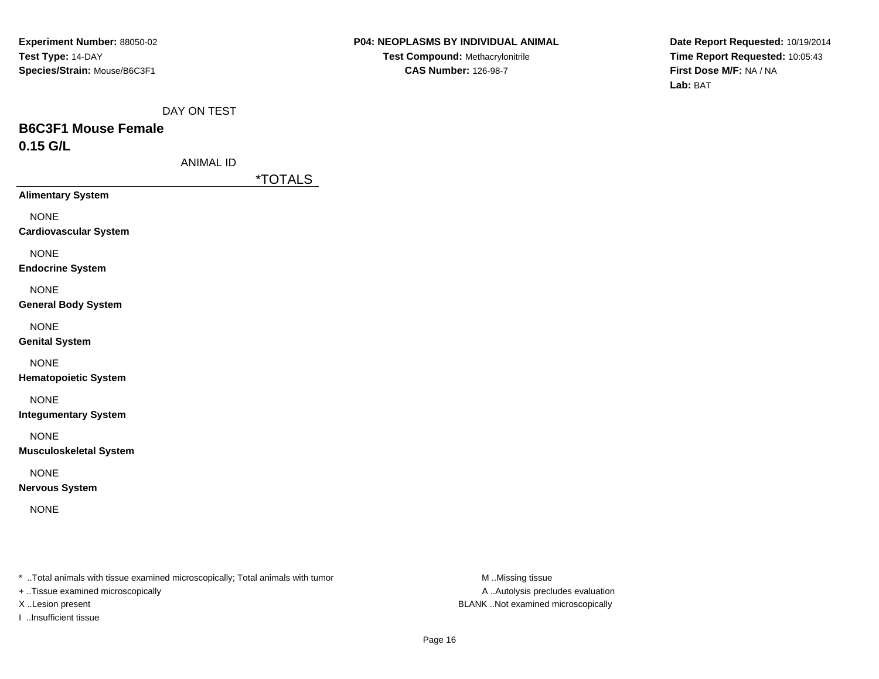**Experiment Number:** 88050-02
**Test Type:** 14-DAY
**Species/Strain:** Mouse/B6C3F1

**P04: NEOPLASMS BY INDIVIDUAL ANIMAL**
**Test Compound:** Methacrylonitrile
**CAS Number:** 126-98-7

**Date Report Requested:** 10/19/2014
**Time Report Requested:** 10:05:43
**First Dose M/F:** NA / NA
**Lab:** BAT

DAY ON TEST

## B6C3F1 Mouse Female
## 0.15 G/L

ANIMAL ID

| | *TOTALS |
|---|---|
| **Alimentary System** | |
| NONE | |
| **Cardiovascular System** | |
| NONE | |
| **Endocrine System** | |
| NONE | |
| **General Body System** | |
| NONE | |
| **Genital System** | |
| NONE | |
| **Hematopoietic System** | |
| NONE | |
| **Integumentary System** | |
| NONE | |
| **Musculoskeletal System** | |
| NONE | |
| **Nervous System** | |
| NONE | |

* ..Total animals with tissue examined microscopically; Total animals with tumor
+ ..Tissue examined microscopically
X ..Lesion present
I ..Insufficient tissue

M ..Missing tissue
A ..Autolysis precludes evaluation
BLANK ..Not examined microscopically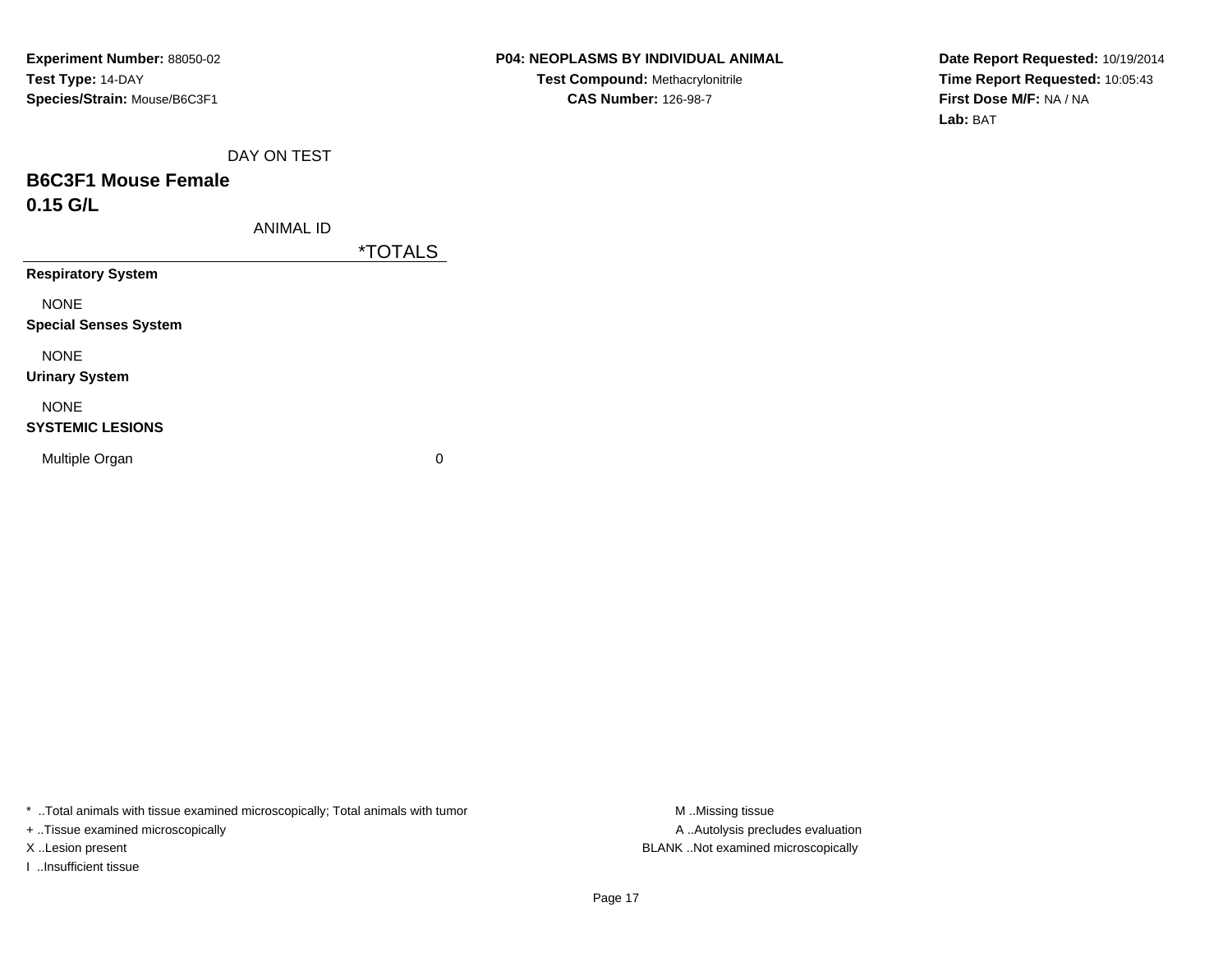**Experiment Number:** 88050-02
**Test Type:** 14-DAY
**Species/Strain:** Mouse/B6C3F1

**P04: NEOPLASMS BY INDIVIDUAL ANIMAL**
**Test Compound:** Methacrylonitrile
**CAS Number:** 126-98-7

**Date Report Requested:** 10/19/2014
**Time Report Requested:** 10:05:43
**First Dose M/F:** NA / NA
**Lab:** BAT

## B6C3F1 Mouse Female
## 0.15 G/L

| DAY ON TEST / ANIMAL ID | *TOTALS |
|---|---|
| **Respiratory System** | |
| NONE | |
| **Special Senses System** | |
| NONE | |
| **Urinary System** | |
| NONE | |
| **SYSTEMIC LESIONS** | |
| Multiple Organ | 0 |

* ..Total animals with tissue examined microscopically; Total animals with tumor
+ ..Tissue examined microscopically
X ..Lesion present
I ..Insufficient tissue

M ..Missing tissue
A ..Autolysis precludes evaluation
BLANK ..Not examined microscopically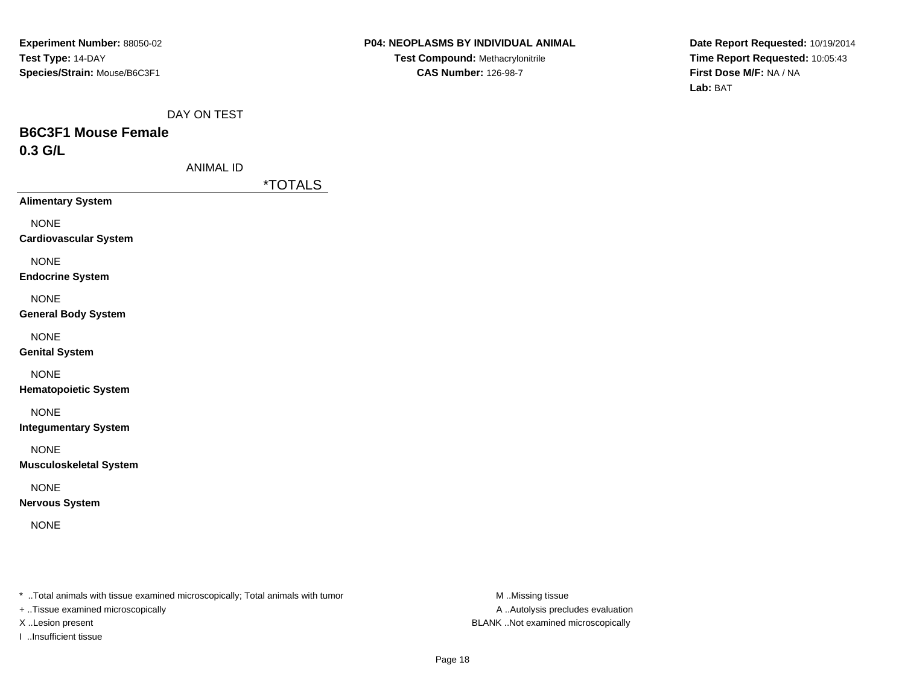**Experiment Number:** 88050-02
**Test Type:** 14-DAY
**Species/Strain:** Mouse/B6C3F1

**P04: NEOPLASMS BY INDIVIDUAL ANIMAL**
**Test Compound:** Methacrylonitrile
**CAS Number:** 126-98-7

**Date Report Requested:** 10/19/2014
**Time Report Requested:** 10:05:43
**First Dose M/F:** NA / NA
**Lab:** BAT

DAY ON TEST

## B6C3F1 Mouse Female
## 0.3 G/L

ANIMAL ID

*TOTALS

**Alimentary System**

NONE

**Cardiovascular System**

NONE

**Endocrine System**

NONE

**General Body System**

NONE

**Genital System**

NONE

**Hematopoietic System**

NONE

**Integumentary System**

NONE

**Musculoskeletal System**

NONE

**Nervous System**

NONE

* ..Total animals with tissue examined microscopically; Total animals with tumor
+ ..Tissue examined microscopically
X ..Lesion present
I ..Insufficient tissue

M ..Missing tissue
A ..Autolysis precludes evaluation
BLANK ..Not examined microscopically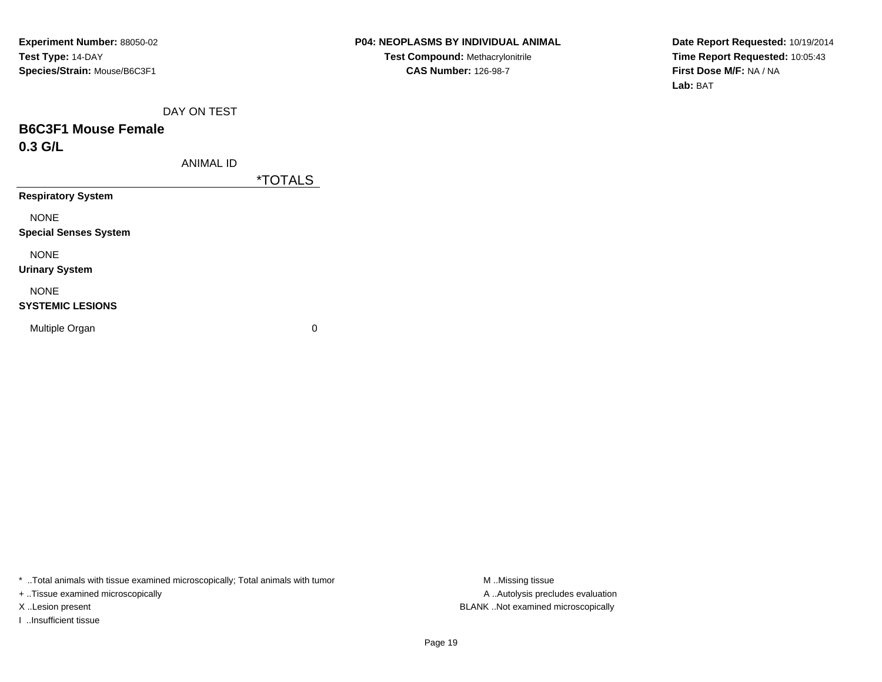**Experiment Number:** 88050-02
**Test Type:** 14-DAY
**Species/Strain:** Mouse/B6C3F1

**P04: NEOPLASMS BY INDIVIDUAL ANIMAL**
**Test Compound:** Methacrylonitrile
**CAS Number:** 126-98-7

**Date Report Requested:** 10/19/2014
**Time Report Requested:** 10:05:43
**First Dose M/F:** NA / NA
**Lab:** BAT

DAY ON TEST

## B6C3F1 Mouse Female
## 0.3 G/L

| ANIMAL ID | *TOTALS |
|---|---|
| **Respiratory System** | |
| NONE | |
| **Special Senses System** | |
| NONE | |
| **Urinary System** | |
| NONE | |
| **SYSTEMIC LESIONS** | |
| Multiple Organ | 0 |

* ..Total animals with tissue examined microscopically; Total animals with tumor
+ ..Tissue examined microscopically
X ..Lesion present
I ..Insufficient tissue

M ..Missing tissue
A ..Autolysis precludes evaluation
BLANK ..Not examined microscopically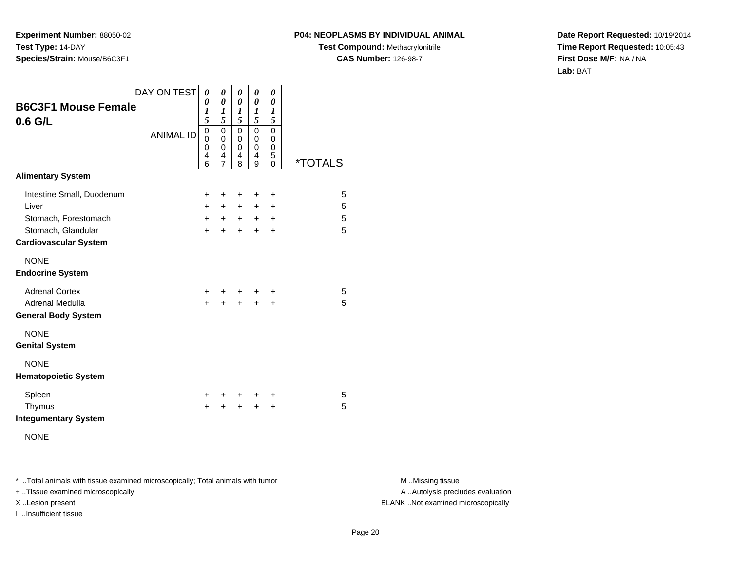**Experiment Number:** 88050-02
**Test Type:** 14-DAY
**Species/Strain:** Mouse/B6C3F1

**P04: NEOPLASMS BY INDIVIDUAL ANIMAL**
**Test Compound:** Methacrylonitrile
**CAS Number:** 126-98-7

**Date Report Requested:** 10/19/2014
**Time Report Requested:** 10:05:43
**First Dose M/F:** NA / NA
**Lab:** BAT

## B6C3F1 Mouse Female
## 0.6 G/L

| DAY ON TEST | 0015 | 0015 | 0015 | 0015 | 0015 | |
|---|---|---|---|---|---|---|
| ANIMAL ID | 00046 | 00047 | 00048 | 00049 | 00050 | *TOTALS |
| **Alimentary System** | | | | | | |
| Intestine Small, Duodenum | + | + | + | + | + | 5 |
| Liver | + | + | + | + | + | 5 |
| Stomach, Forestomach | + | + | + | + | + | 5 |
| Stomach, Glandular | + | + | + | + | + | 5 |
| **Cardiovascular System** | | | | | | |
| NONE | | | | | | |
| **Endocrine System** | | | | | | |
| Adrenal Cortex | + | + | + | + | + | 5 |
| Adrenal Medulla | + | + | + | + | + | 5 |
| **General Body System** | | | | | | |
| NONE | | | | | | |
| **Genital System** | | | | | | |
| NONE | | | | | | |
| **Hematopoietic System** | | | | | | |
| Spleen | + | + | + | + | + | 5 |
| Thymus | + | + | + | + | + | 5 |
| **Integumentary System** | | | | | | |
| NONE | | | | | | |

* ..Total animals with tissue examined microscopically; Total animals with tumor
+ ..Tissue examined microscopically
X ..Lesion present
I ..Insufficient tissue

M ..Missing tissue
A ..Autolysis precludes evaluation
BLANK ..Not examined microscopically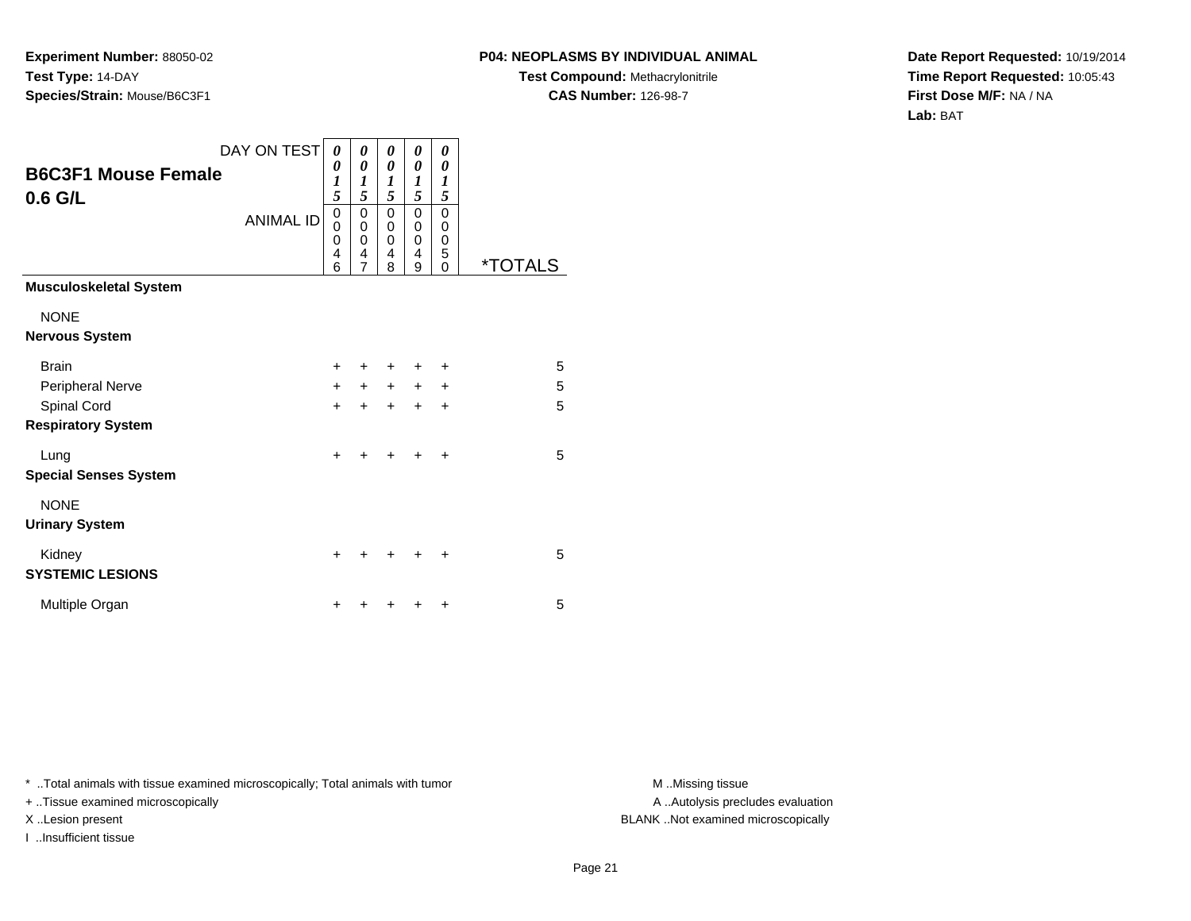**Experiment Number:** 88050-02
**Test Type:** 14-DAY
**Species/Strain:** Mouse/B6C3F1

**P04: NEOPLASMS BY INDIVIDUAL ANIMAL**
**Test Compound:** Methacrylonitrile
**CAS Number:** 126-98-7

**Date Report Requested:** 10/19/2014
**Time Report Requested:** 10:05:43
**First Dose M/F:** NA / NA
**Lab:** BAT

## B6C3F1 Mouse Female 0.6 G/L

| DAY ON TEST | 0015 | 0015 | 0015 | 0015 | 0015 | |
|---|---|---|---|---|---|---|
| ANIMAL ID | 00046 | 00047 | 00048 | 00049 | 00050 | *TOTALS |
| **Musculoskeletal System** | | | | | | |
| NONE | | | | | | |
| **Nervous System** | | | | | | |
| Brain | + | + | + | + | + | 5 |
| Peripheral Nerve | + | + | + | + | + | 5 |
| Spinal Cord | + | + | + | + | + | 5 |
| **Respiratory System** | | | | | | |
| Lung | + | + | + | + | + | 5 |
| **Special Senses System** | | | | | | |
| NONE | | | | | | |
| **Urinary System** | | | | | | |
| Kidney | + | + | + | + | + | 5 |
| **SYSTEMIC LESIONS** | | | | | | |
| Multiple Organ | + | + | + | + | + | 5 |

* ..Total animals with tissue examined microscopically; Total animals with tumor
+ ..Tissue examined microscopically
X ..Lesion present
I ..Insufficient tissue

M ..Missing tissue
A ..Autolysis precludes evaluation
BLANK ..Not examined microscopically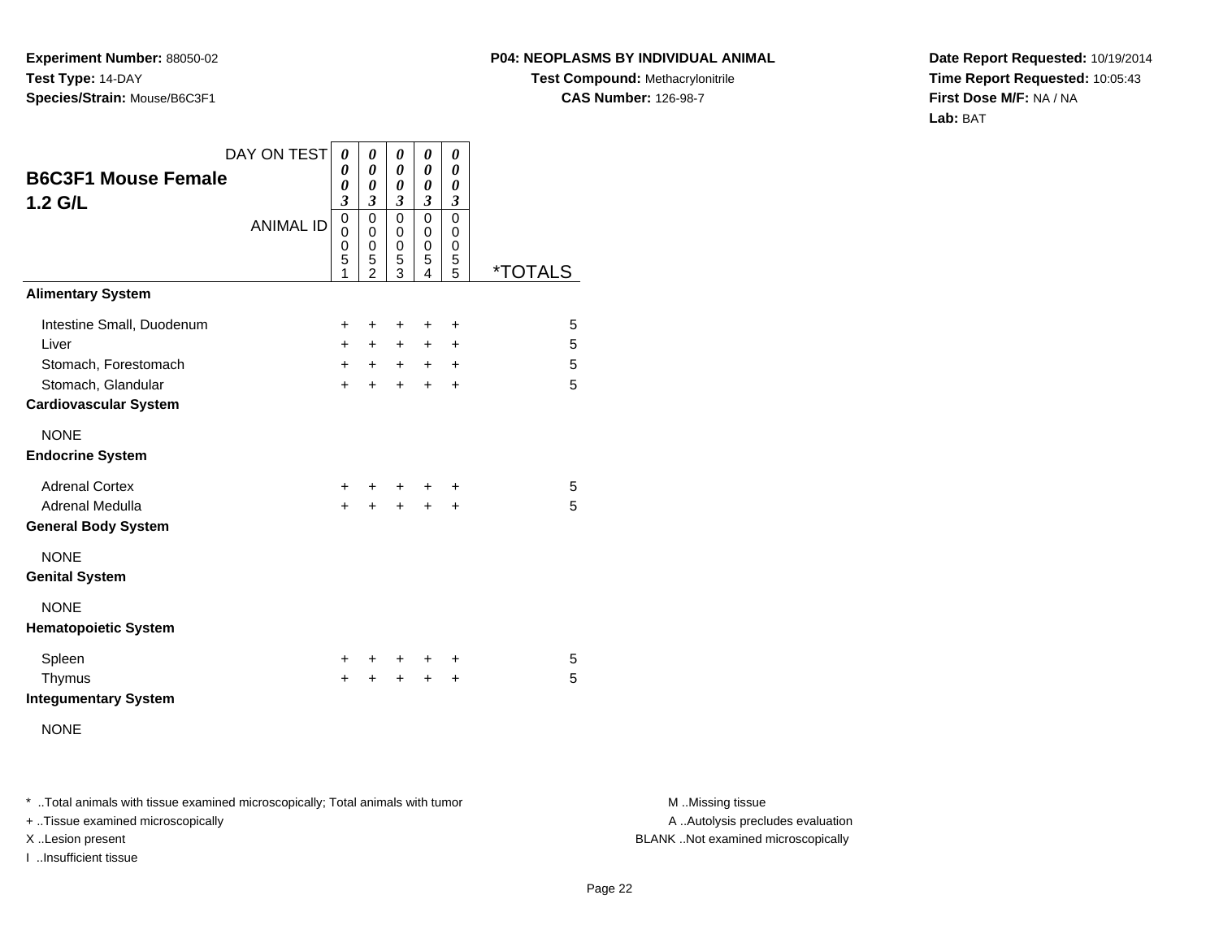**Experiment Number:** 88050-02
**Test Type:** 14-DAY
**Species/Strain:** Mouse/B6C3F1

**P04: NEOPLASMS BY INDIVIDUAL ANIMAL**
**Test Compound:** Methacrylonitrile
**CAS Number:** 126-98-7

**Date Report Requested:** 10/19/2014
**Time Report Requested:** 10:05:43
**First Dose M/F:** NA / NA
**Lab:** BAT

| **B6C3F1 Mouse Female 1.2 G/L** | | | | | | |
|---|---|---|---|---|---|---|
| DAY ON TEST | 0003 | 0003 | 0003 | 0003 | 0003 | |
| ANIMAL ID | 00051 | 00052 | 00053 | 00054 | 00055 | *TOTALS |
| **Alimentary System** | | | | | | |
| Intestine Small, Duodenum | + | + | + | + | + | 5 |
| Liver | + | + | + | + | + | 5 |
| Stomach, Forestomach | + | + | + | + | + | 5 |
| Stomach, Glandular | + | + | + | + | + | 5 |
| **Cardiovascular System** | | | | | | |
| NONE | | | | | | |
| **Endocrine System** | | | | | | |
| Adrenal Cortex | + | + | + | + | + | 5 |
| Adrenal Medulla | + | + | + | + | + | 5 |
| **General Body System** | | | | | | |
| NONE | | | | | | |
| **Genital System** | | | | | | |
| NONE | | | | | | |
| **Hematopoietic System** | | | | | | |
| Spleen | + | + | + | + | + | 5 |
| Thymus | + | + | + | + | + | 5 |
| **Integumentary System** | | | | | | |
| NONE | | | | | | |

* ..Total animals with tissue examined microscopically; Total animals with tumor
+ ..Tissue examined microscopically
X ..Lesion present
I ..Insufficient tissue

M ..Missing tissue
A ..Autolysis precludes evaluation
BLANK ..Not examined microscopically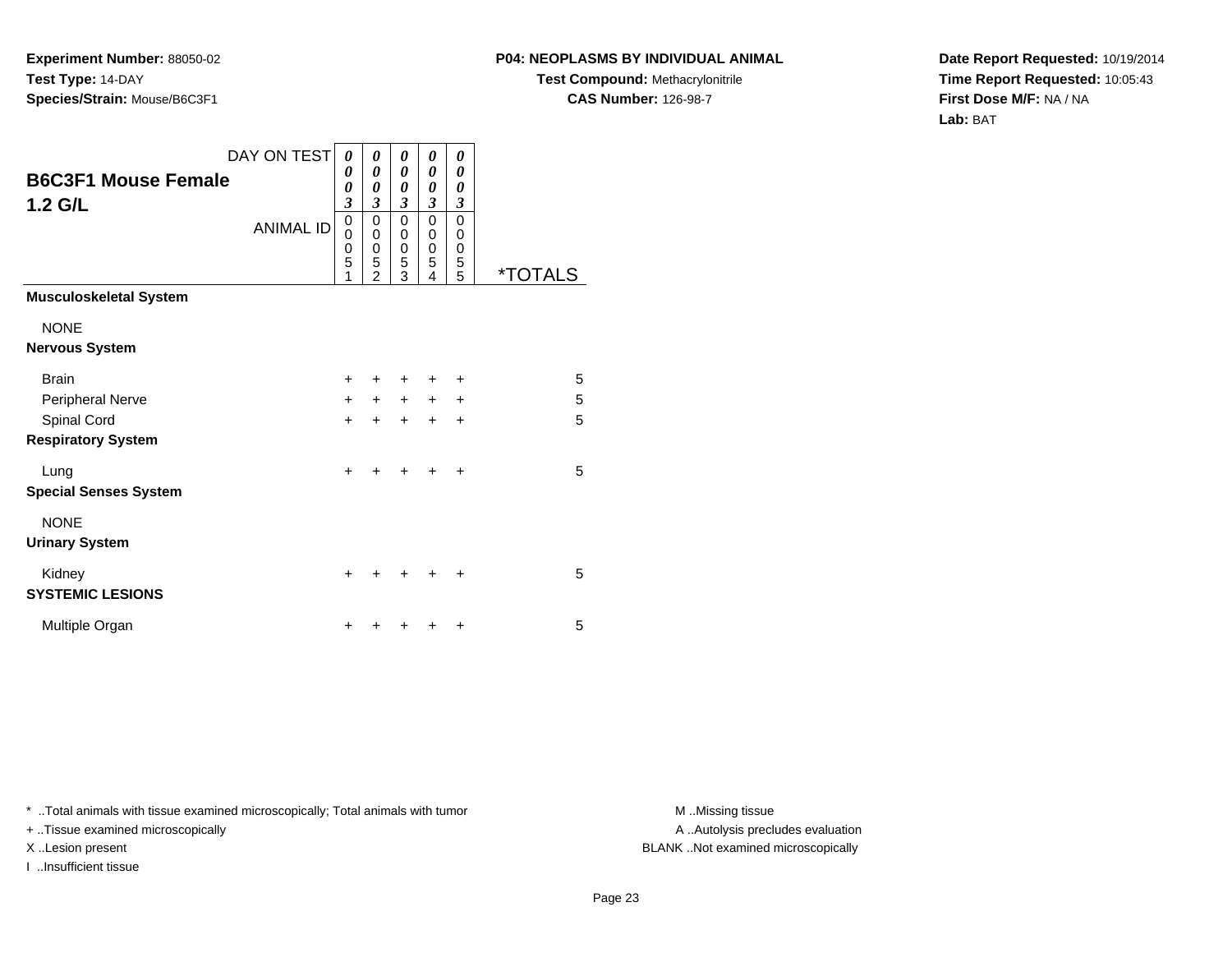**Experiment Number:** 88050-02
**Test Type:** 14-DAY
**Species/Strain:** Mouse/B6C3F1

**P04: NEOPLASMS BY INDIVIDUAL ANIMAL**
**Test Compound:** Methacrylonitrile
**CAS Number:** 126-98-7

**Date Report Requested:** 10/19/2014
**Time Report Requested:** 10:05:43
**First Dose M/F:** NA / NA
**Lab:** BAT

## B6C3F1 Mouse Female 1.2 G/L

| DAY ON TEST | 0003 | 0003 | 0003 | 0003 | 0003 | |
|---|---|---|---|---|---|---|
| ANIMAL ID | 00051 | 00052 | 00053 | 00054 | 00055 | *TOTALS |
| **Musculoskeletal System** | | | | | | |
| NONE | | | | | | |
| **Nervous System** | | | | | | |
| Brain | + | + | + | + | + | 5 |
| Peripheral Nerve | + | + | + | + | + | 5 |
| Spinal Cord | + | + | + | + | + | 5 |
| **Respiratory System** | | | | | | |
| Lung | + | + | + | + | + | 5 |
| **Special Senses System** | | | | | | |
| NONE | | | | | | |
| **Urinary System** | | | | | | |
| Kidney | + | + | + | + | + | 5 |
| **SYSTEMIC LESIONS** | | | | | | |
| Multiple Organ | + | + | + | + | + | 5 |

* ..Total animals with tissue examined microscopically; Total animals with tumor
+ ..Tissue examined microscopically
X ..Lesion present
I ..Insufficient tissue

M ..Missing tissue
A ..Autolysis precludes evaluation
BLANK ..Not examined microscopically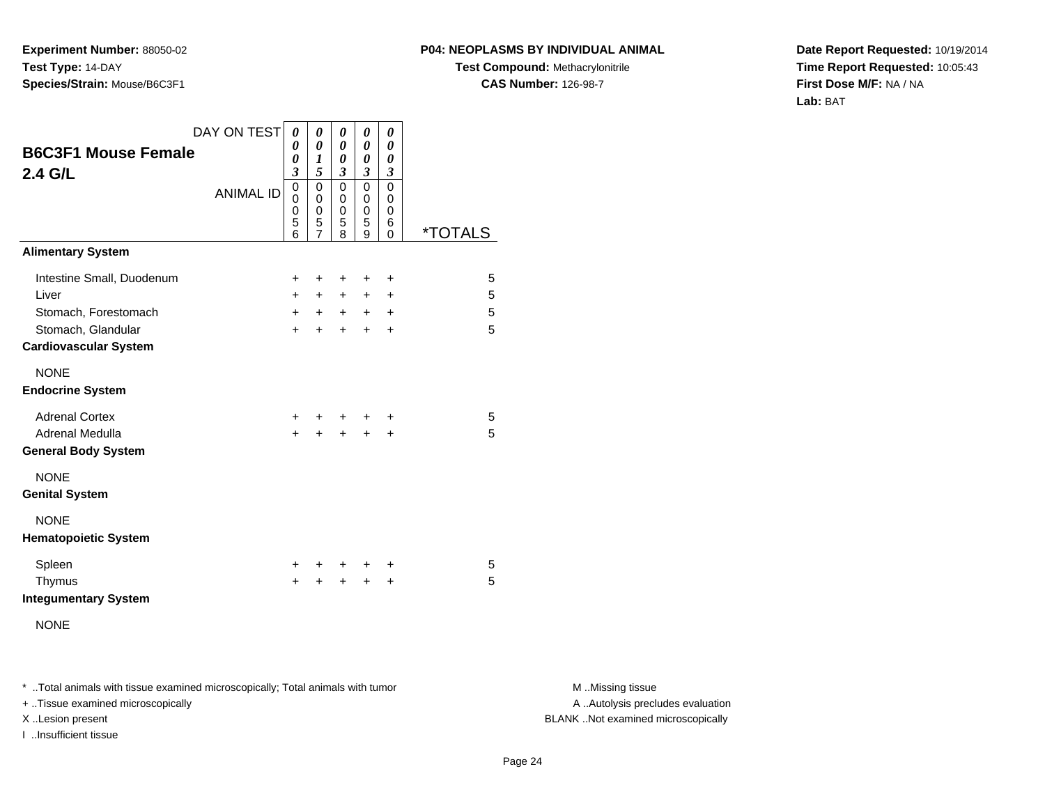**Experiment Number:** 88050-02
**Test Type:** 14-DAY
**Species/Strain:** Mouse/B6C3F1

**P04: NEOPLASMS BY INDIVIDUAL ANIMAL**
**Test Compound:** Methacrylonitrile
**CAS Number:** 126-98-7

**Date Report Requested:** 10/19/2014
**Time Report Requested:** 10:05:43
**First Dose M/F:** NA / NA
**Lab:** BAT

## B6C3F1 Mouse Female
## 2.4 G/L

| DAY ON TEST | 0003 | 0015 | 0003 | 0003 | 0003 | |
|---|---|---|---|---|---|---|
| ANIMAL ID | 00056 | 00057 | 00058 | 00059 | 00060 | *TOTALS |
| **Alimentary System** | | | | | | |
| Intestine Small, Duodenum | + | + | + | + | + | 5 |
| Liver | + | + | + | + | + | 5 |
| Stomach, Forestomach | + | + | + | + | + | 5 |
| Stomach, Glandular | + | + | + | + | + | 5 |
| **Cardiovascular System** | | | | | | |
| NONE | | | | | | |
| **Endocrine System** | | | | | | |
| Adrenal Cortex | + | + | + | + | + | 5 |
| Adrenal Medulla | + | + | + | + | + | 5 |
| **General Body System** | | | | | | |
| NONE | | | | | | |
| **Genital System** | | | | | | |
| NONE | | | | | | |
| **Hematopoietic System** | | | | | | |
| Spleen | + | + | + | + | + | 5 |
| Thymus | + | + | + | + | + | 5 |
| **Integumentary System** | | | | | | |
| NONE | | | | | | |

* ..Total animals with tissue examined microscopically; Total animals with tumor
+ ..Tissue examined microscopically
X ..Lesion present
I ..Insufficient tissue

M ..Missing tissue
A ..Autolysis precludes evaluation
BLANK ..Not examined microscopically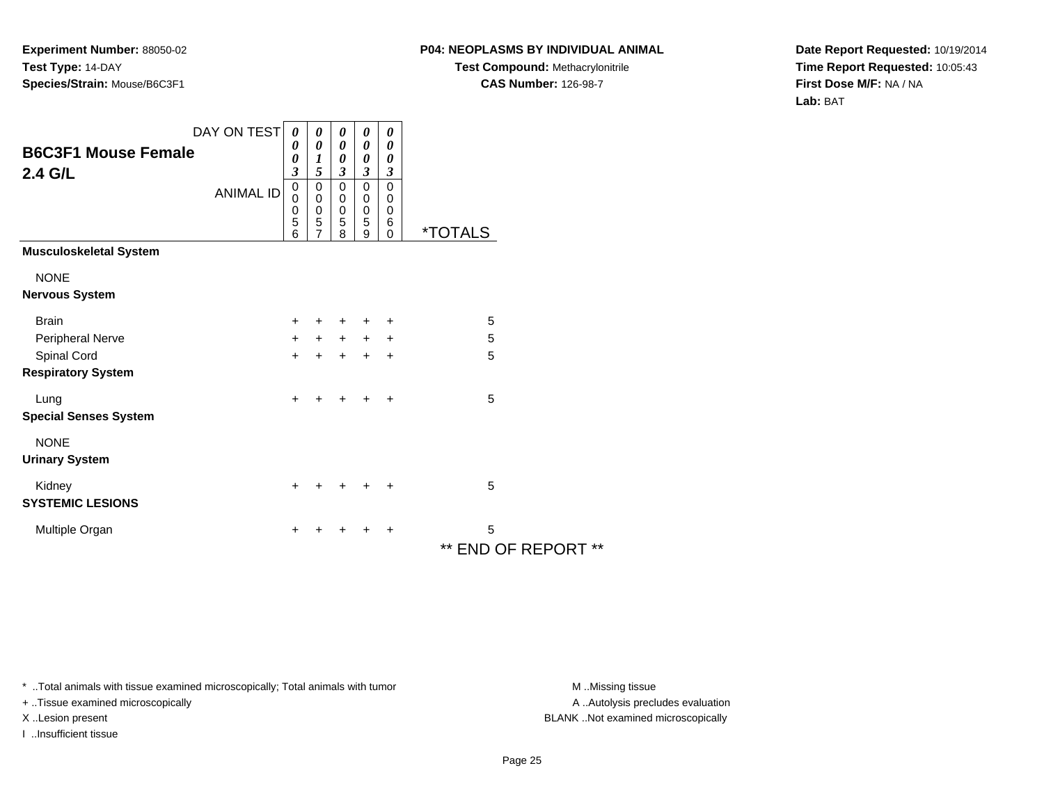**Experiment Number:** 88050-02
**Test Type:** 14-DAY
**Species/Strain:** Mouse/B6C3F1

**P04: NEOPLASMS BY INDIVIDUAL ANIMAL**
**Test Compound:** Methacrylonitrile
**CAS Number:** 126-98-7

**Date Report Requested:** 10/19/2014
**Time Report Requested:** 10:05:43
**First Dose M/F:** NA / NA
**Lab:** BAT

| **B6C3F1 Mouse Female 2.4 G/L** DAY ON TEST / ANIMAL ID | 0003 / 00056 | 0015 / 00057 | 0003 / 00058 | 0003 / 00059 | 0003 / 00060 | *TOTALS |
|---|---|---|---|---|---|---|
| **Musculoskeletal System** | | | | | | |
| NONE | | | | | | |
| **Nervous System** | | | | | | |
| Brain | + | + | + | + | + | 5 |
| Peripheral Nerve | + | + | + | + | + | 5 |
| Spinal Cord | + | + | + | + | + | 5 |
| **Respiratory System** | | | | | | |
| Lung | + | + | + | + | + | 5 |
| **Special Senses System** | | | | | | |
| NONE | | | | | | |
| **Urinary System** | | | | | | |
| Kidney | + | + | + | + | + | 5 |
| **SYSTEMIC LESIONS** | | | | | | |
| Multiple Organ | + | + | + | + | + | 5 |

** END OF REPORT **

\* ..Total animals with tissue examined microscopically; Total animals with tumor
\+ ..Tissue examined microscopically
X ..Lesion present
I ..Insufficient tissue

M ..Missing tissue
A ..Autolysis precludes evaluation
BLANK ..Not examined microscopically